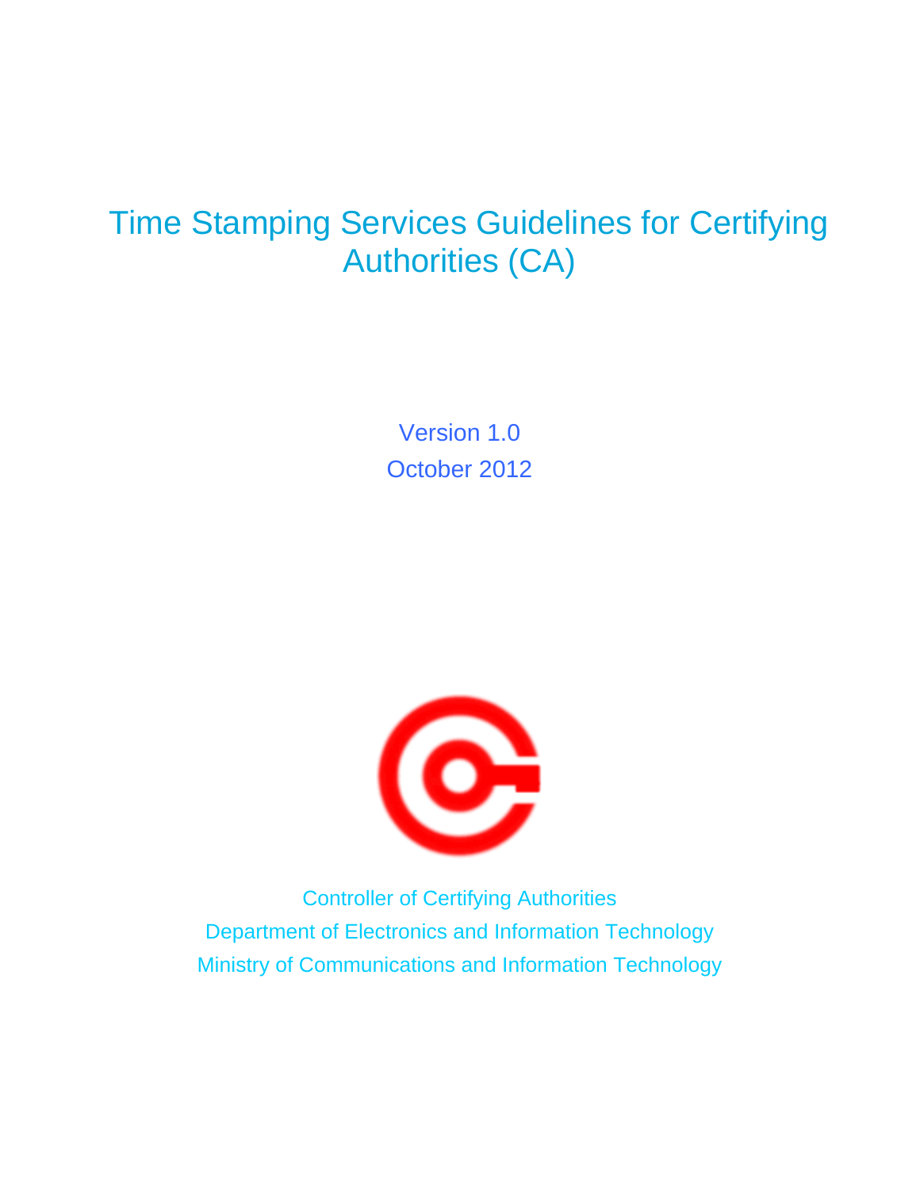# Time Stamping Services Guidelines for Certifying Authorities (CA)

Version 1.0

October 2012

Controller of Certifying Authorities

Department of Electronics and Information Technology

Ministry of Communications and Information Technology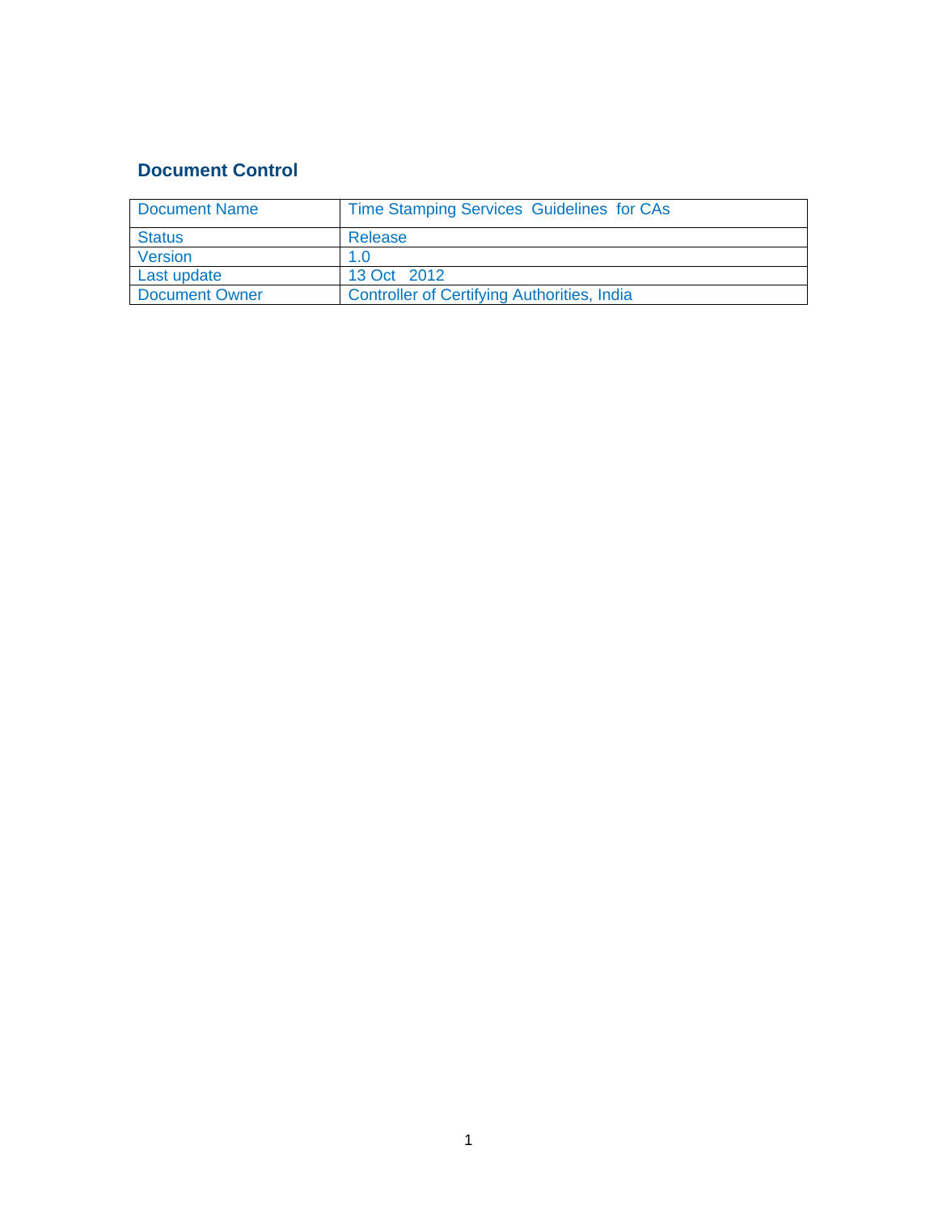## Document Control

| Document Name | Time Stamping Services Guidelines for CAs |
|---|---|
| Status | Release |
| Version | 1.0 |
| Last update | 13 Oct 2012 |
| Document Owner | Controller of Certifying Authorities, India |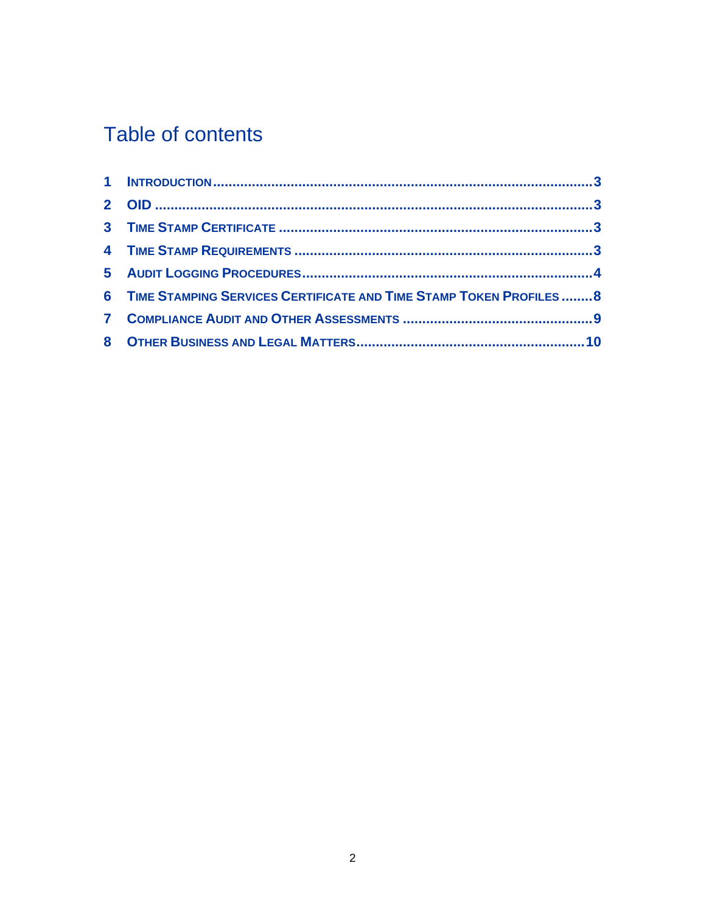# Table of contents

1 INTRODUCTION .......... 3
2 OID .......... 3
3 TIME STAMP CERTIFICATE .......... 3
4 TIME STAMP REQUIREMENTS .......... 3
5 AUDIT LOGGING PROCEDURES .......... 4
6 TIME STAMPING SERVICES CERTIFICATE AND TIME STAMP TOKEN PROFILES .......... 8
7 COMPLIANCE AUDIT AND OTHER ASSESSMENTS .......... 9
8 OTHER BUSINESS AND LEGAL MATTERS .......... 10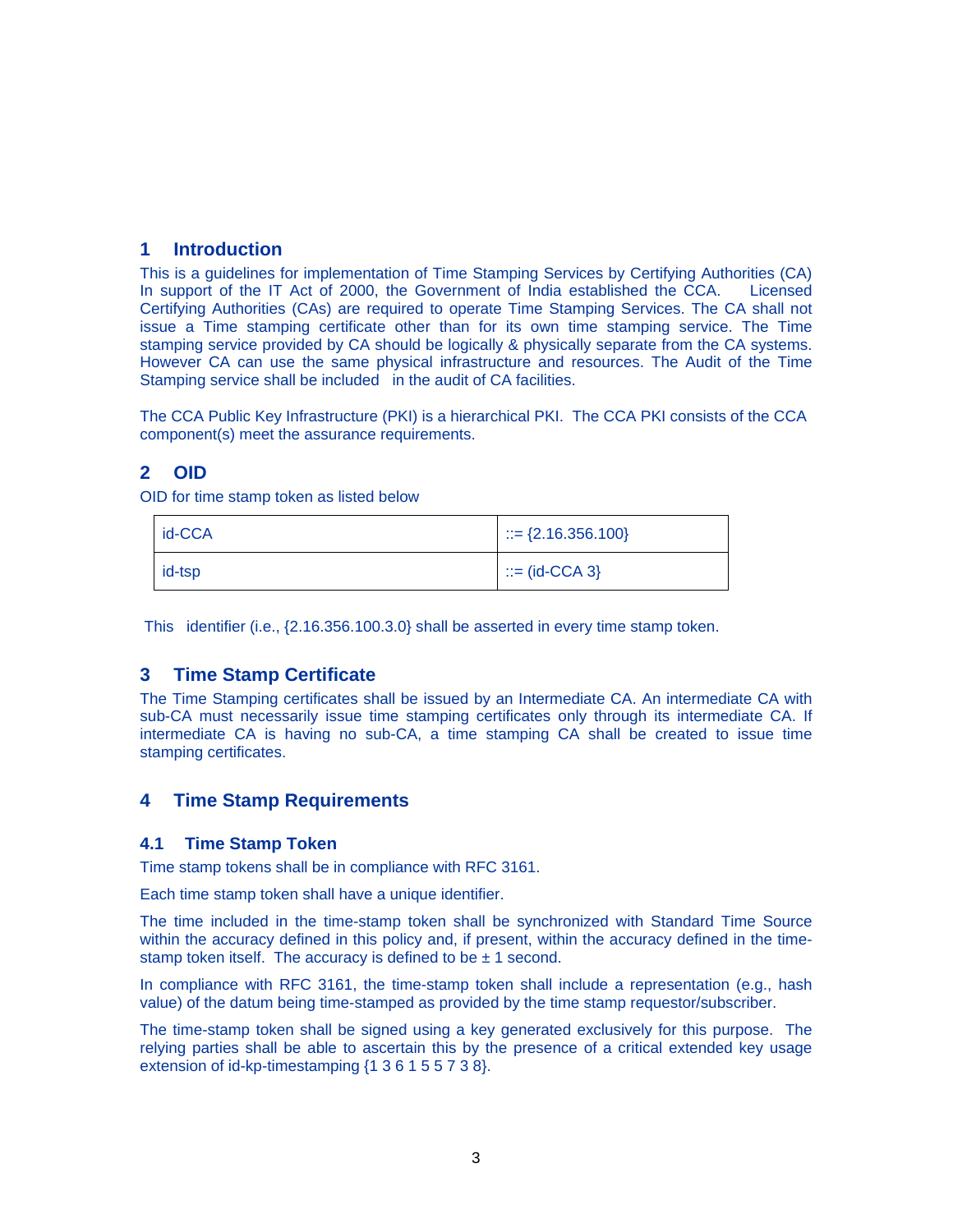# 1 Introduction

This is a guidelines for implementation of Time Stamping Services by Certifying Authorities (CA) In support of the IT Act of 2000, the Government of India established the CCA. Licensed Certifying Authorities (CAs) are required to operate Time Stamping Services. The CA shall not issue a Time stamping certificate other than for its own time stamping service. The Time stamping service provided by CA should be logically & physically separate from the CA systems. However CA can use the same physical infrastructure and resources. The Audit of the Time Stamping service shall be included in the audit of CA facilities.

The CCA Public Key Infrastructure (PKI) is a hierarchical PKI. The CCA PKI consists of the CCA component(s) meet the assurance requirements.

# 2 OID

OID for time stamp token as listed below

| id-CCA | ::= {2.16.356.100} |
|---|---|
| id-tsp | ::= (id-CCA 3} |

This identifier (i.e., {2.16.356.100.3.0} shall be asserted in every time stamp token.

# 3 Time Stamp Certificate

The Time Stamping certificates shall be issued by an Intermediate CA. An intermediate CA with sub-CA must necessarily issue time stamping certificates only through its intermediate CA. If intermediate CA is having no sub-CA, a time stamping CA shall be created to issue time stamping certificates.

# 4 Time Stamp Requirements

## 4.1 Time Stamp Token

Time stamp tokens shall be in compliance with RFC 3161.

Each time stamp token shall have a unique identifier.

The time included in the time-stamp token shall be synchronized with Standard Time Source within the accuracy defined in this policy and, if present, within the accuracy defined in the time-stamp token itself. The accuracy is defined to be ± 1 second.

In compliance with RFC 3161, the time-stamp token shall include a representation (e.g., hash value) of the datum being time-stamped as provided by the time stamp requestor/subscriber.

The time-stamp token shall be signed using a key generated exclusively for this purpose. The relying parties shall be able to ascertain this by the presence of a critical extended key usage extension of id-kp-timestamping {1 3 6 1 5 5 7 3 8}.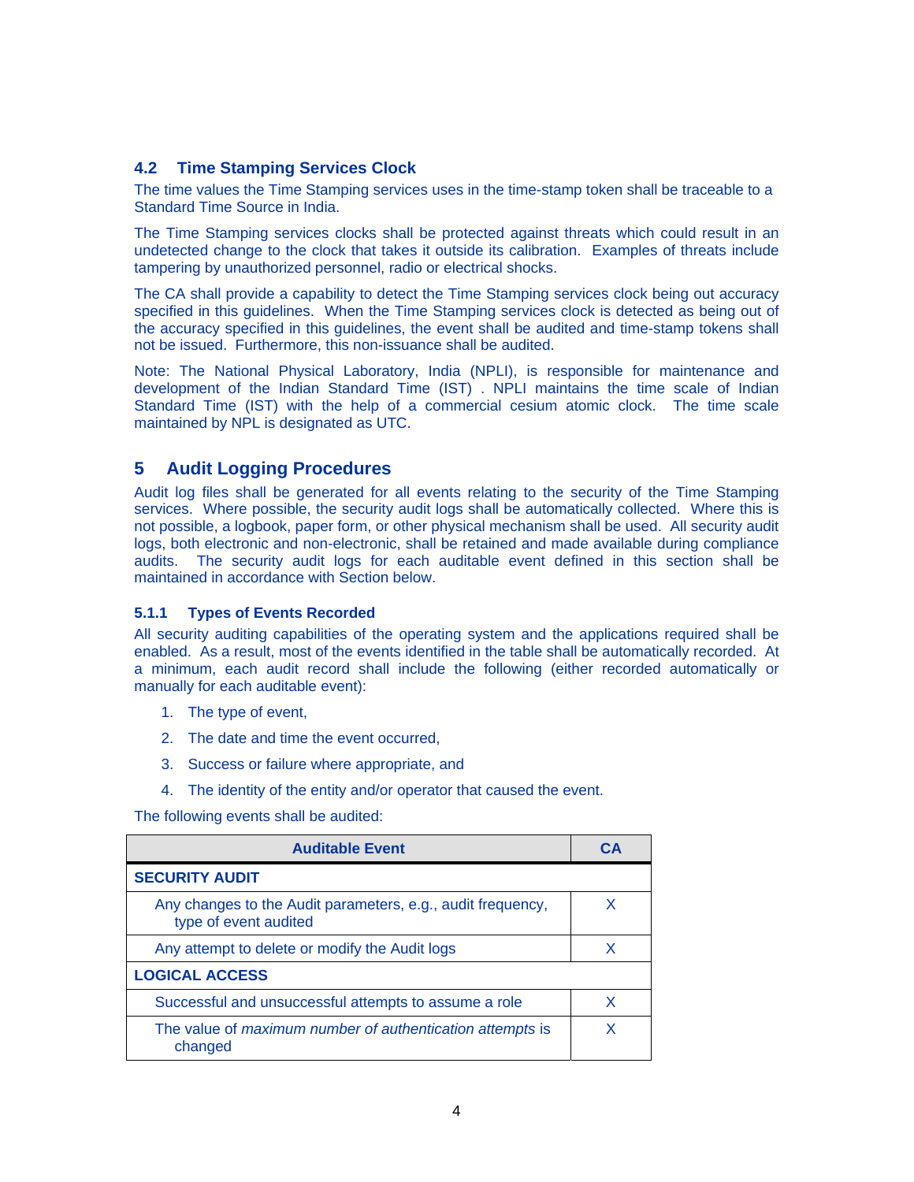## 4.2 Time Stamping Services Clock

The time values the Time Stamping services uses in the time-stamp token shall be traceable to a Standard Time Source in India.

The Time Stamping services clocks shall be protected against threats which could result in an undetected change to the clock that takes it outside its calibration. Examples of threats include tampering by unauthorized personnel, radio or electrical shocks.

The CA shall provide a capability to detect the Time Stamping services clock being out accuracy specified in this guidelines. When the Time Stamping services clock is detected as being out of the accuracy specified in this guidelines, the event shall be audited and time-stamp tokens shall not be issued. Furthermore, this non-issuance shall be audited.

Note: The National Physical Laboratory, India (NPLI), is responsible for maintenance and development of the Indian Standard Time (IST) . NPLI maintains the time scale of Indian Standard Time (IST) with the help of a commercial cesium atomic clock. The time scale maintained by NPL is designated as UTC.

# 5 Audit Logging Procedures

Audit log files shall be generated for all events relating to the security of the Time Stamping services. Where possible, the security audit logs shall be automatically collected. Where this is not possible, a logbook, paper form, or other physical mechanism shall be used. All security audit logs, both electronic and non-electronic, shall be retained and made available during compliance audits. The security audit logs for each auditable event defined in this section shall be maintained in accordance with Section below.

### 5.1.1 Types of Events Recorded

All security auditing capabilities of the operating system and the applications required shall be enabled. As a result, most of the events identified in the table shall be automatically recorded. At a minimum, each audit record shall include the following (either recorded automatically or manually for each auditable event):

1. The type of event,
2. The date and time the event occurred,
3. Success or failure where appropriate, and
4. The identity of the entity and/or operator that caused the event.

The following events shall be audited:

| Auditable Event | CA |
|---|---|
| **SECURITY AUDIT** | |
| Any changes to the Audit parameters, e.g., audit frequency, type of event audited | X |
| Any attempt to delete or modify the Audit logs | X |
| **LOGICAL ACCESS** | |
| Successful and unsuccessful attempts to assume a role | X |
| The value of *maximum number of authentication attempts* is changed | X |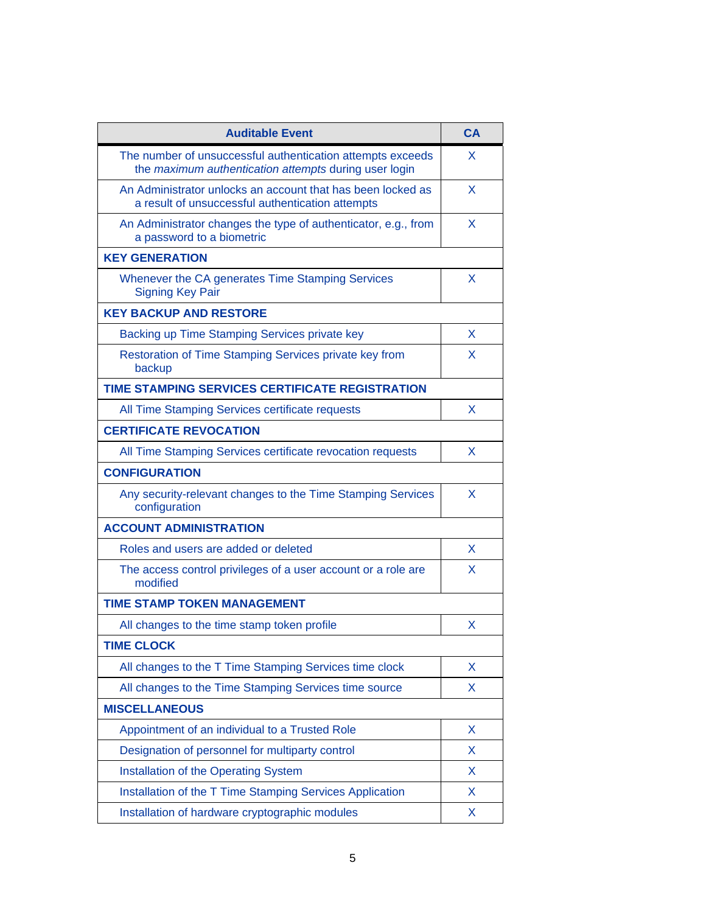| Auditable Event | CA |
| --- | --- |
| The number of unsuccessful authentication attempts exceeds the *maximum authentication attempts* during user login | X |
| An Administrator unlocks an account that has been locked as a result of unsuccessful authentication attempts | X |
| An Administrator changes the type of authenticator, e.g., from a password to a biometric | X |
| **KEY GENERATION** | |
| Whenever the CA generates Time Stamping Services Signing Key Pair | X |
| **KEY BACKUP AND RESTORE** | |
| Backing up Time Stamping Services private key | X |
| Restoration of Time Stamping Services private key from backup | X |
| **TIME STAMPING SERVICES CERTIFICATE REGISTRATION** | |
| All Time Stamping Services certificate requests | X |
| **CERTIFICATE REVOCATION** | |
| All Time Stamping Services certificate revocation requests | X |
| **CONFIGURATION** | |
| Any security-relevant changes to the Time Stamping Services configuration | X |
| **ACCOUNT ADMINISTRATION** | |
| Roles and users are added or deleted | X |
| The access control privileges of a user account or a role are modified | X |
| **TIME STAMP TOKEN MANAGEMENT** | |
| All changes to the time stamp token profile | X |
| **TIME CLOCK** | |
| All changes to the T Time Stamping Services time clock | X |
| All changes to the Time Stamping Services time source | X |
| **MISCELLANEOUS** | |
| Appointment of an individual to a Trusted Role | X |
| Designation of personnel for multiparty control | X |
| Installation of the Operating System | X |
| Installation of the T Time Stamping Services Application | X |
| Installation of hardware cryptographic modules | X |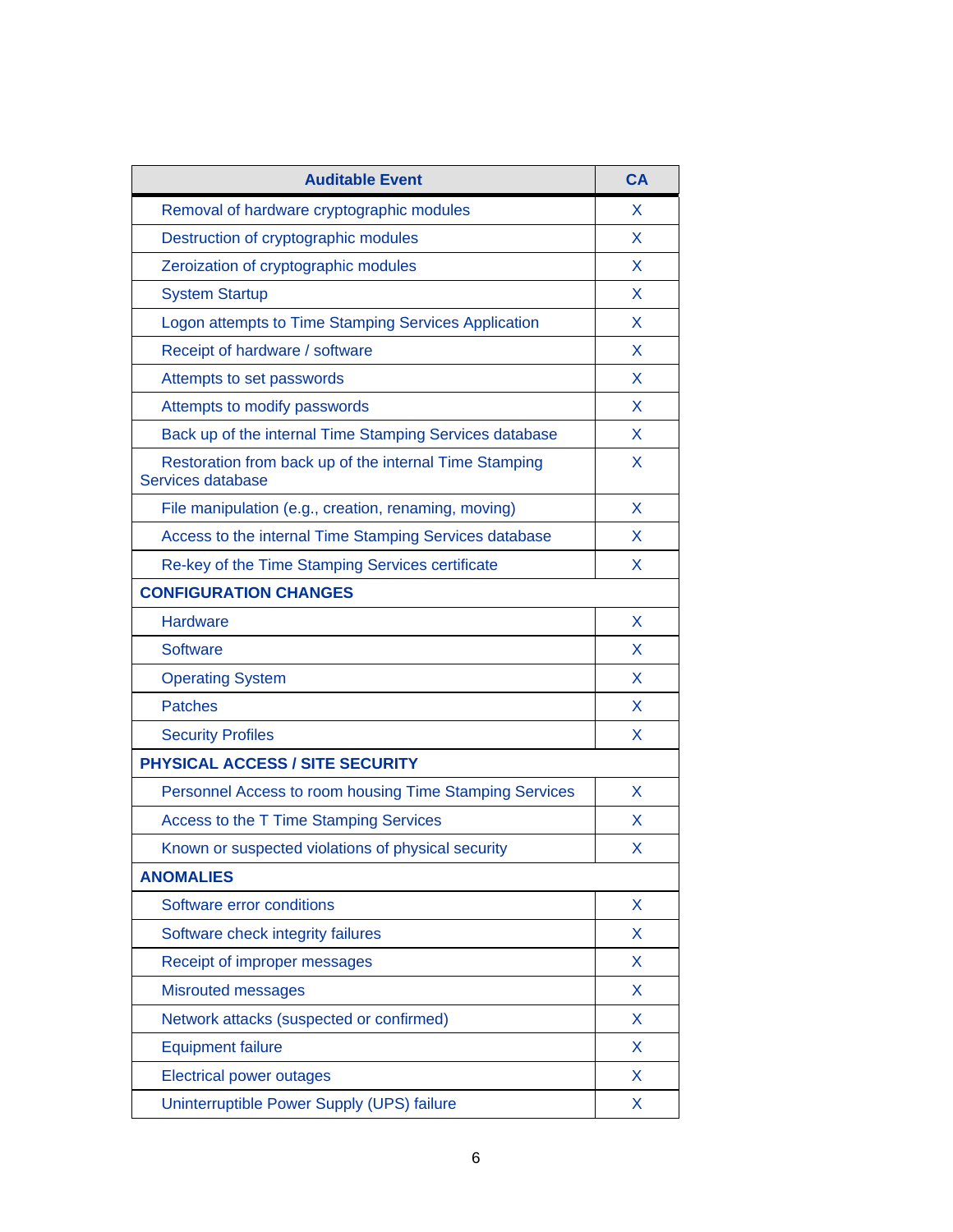| Auditable Event | CA |
|---|---|
| Removal of hardware cryptographic modules | X |
| Destruction of cryptographic modules | X |
| Zeroization of cryptographic modules | X |
| System Startup | X |
| Logon attempts to Time Stamping Services Application | X |
| Receipt of hardware / software | X |
| Attempts to set passwords | X |
| Attempts to modify passwords | X |
| Back up of the internal Time Stamping Services database | X |
| Restoration from back up of the internal Time Stamping Services database | X |
| File manipulation (e.g., creation, renaming, moving) | X |
| Access to the internal Time Stamping Services database | X |
| Re-key of the Time Stamping Services certificate | X |
| **CONFIGURATION CHANGES** | |
| Hardware | X |
| Software | X |
| Operating System | X |
| Patches | X |
| Security Profiles | X |
| **PHYSICAL ACCESS / SITE SECURITY** | |
| Personnel Access to room housing Time Stamping Services | X |
| Access to the T Time Stamping Services | X |
| Known or suspected violations of physical security | X |
| **ANOMALIES** | |
| Software error conditions | X |
| Software check integrity failures | X |
| Receipt of improper messages | X |
| Misrouted messages | X |
| Network attacks (suspected or confirmed) | X |
| Equipment failure | X |
| Electrical power outages | X |
| Uninterruptible Power Supply (UPS) failure | X |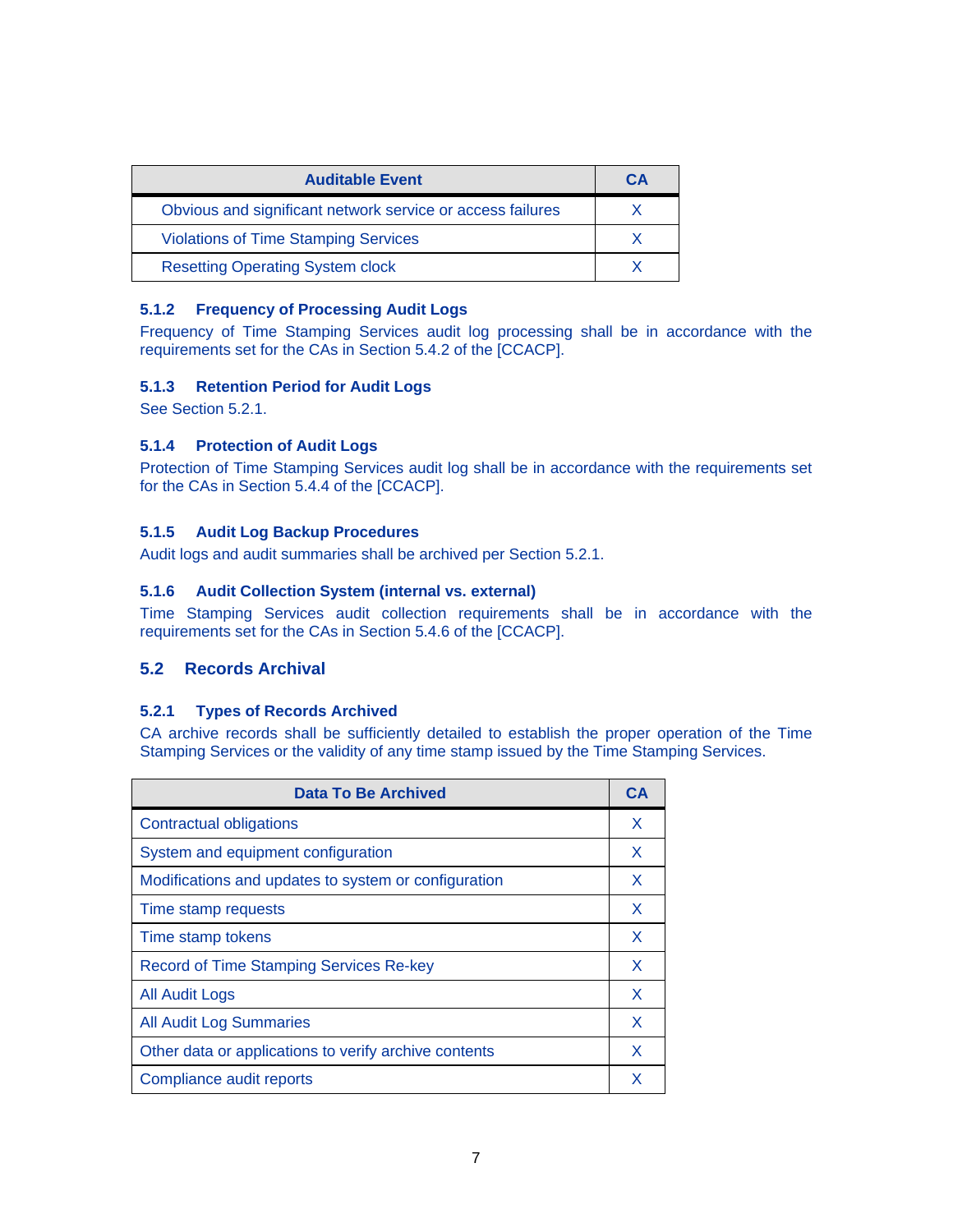| Auditable Event | CA |
| --- | --- |
| Obvious and significant network service or access failures | X |
| Violations of Time Stamping Services | X |
| Resetting Operating System clock | X |

### 5.1.2 Frequency of Processing Audit Logs

Frequency of Time Stamping Services audit log processing shall be in accordance with the requirements set for the CAs in Section 5.4.2 of the [CCACP].

### 5.1.3 Retention Period for Audit Logs

See Section 5.2.1.

### 5.1.4 Protection of Audit Logs

Protection of Time Stamping Services audit log shall be in accordance with the requirements set for the CAs in Section 5.4.4 of the [CCACP].

### 5.1.5 Audit Log Backup Procedures

Audit logs and audit summaries shall be archived per Section 5.2.1.

### 5.1.6 Audit Collection System (internal vs. external)

Time Stamping Services audit collection requirements shall be in accordance with the requirements set for the CAs in Section 5.4.6 of the [CCACP].

## 5.2 Records Archival

### 5.2.1 Types of Records Archived

CA archive records shall be sufficiently detailed to establish the proper operation of the Time Stamping Services or the validity of any time stamp issued by the Time Stamping Services.

| Data To Be Archived | CA |
| --- | --- |
| Contractual obligations | X |
| System and equipment configuration | X |
| Modifications and updates to system or configuration | X |
| Time stamp requests | X |
| Time stamp tokens | X |
| Record of Time Stamping Services Re-key | X |
| All Audit Logs | X |
| All Audit Log Summaries | X |
| Other data or applications to verify archive contents | X |
| Compliance audit reports | X |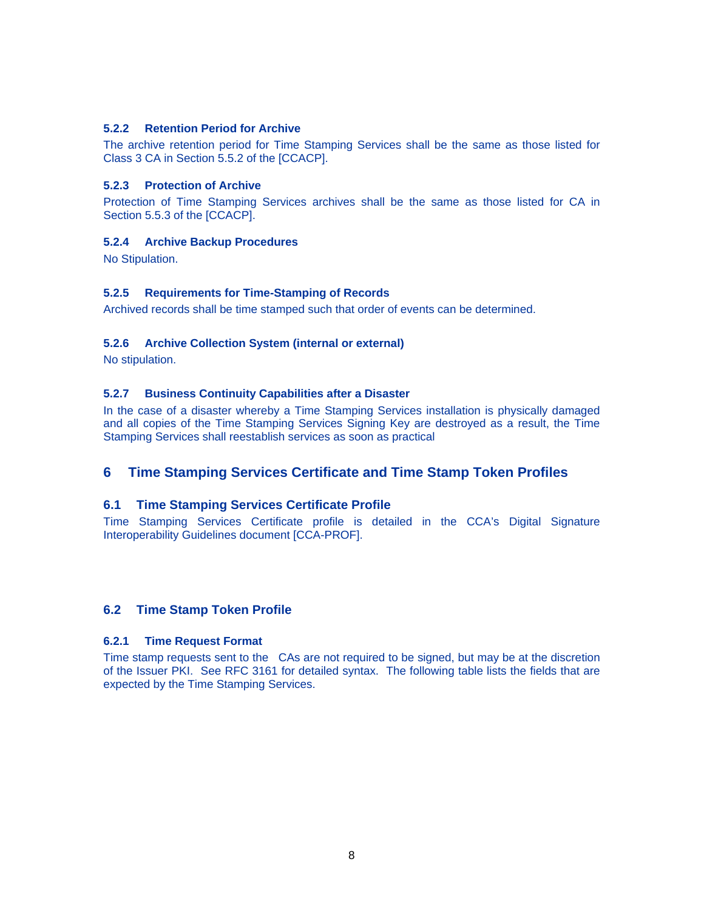### 5.2.2 Retention Period for Archive

The archive retention period for Time Stamping Services shall be the same as those listed for Class 3 CA in Section 5.5.2 of the [CCACP].

### 5.2.3 Protection of Archive

Protection of Time Stamping Services archives shall be the same as those listed for CA in Section 5.5.3 of the [CCACP].

### 5.2.4 Archive Backup Procedures

No Stipulation.

### 5.2.5 Requirements for Time-Stamping of Records

Archived records shall be time stamped such that order of events can be determined.

### 5.2.6 Archive Collection System (internal or external)

No stipulation.

### 5.2.7 Business Continuity Capabilities after a Disaster

In the case of a disaster whereby a Time Stamping Services installation is physically damaged and all copies of the Time Stamping Services Signing Key are destroyed as a result, the Time Stamping Services shall reestablish services as soon as practical

# 6 Time Stamping Services Certificate and Time Stamp Token Profiles

## 6.1 Time Stamping Services Certificate Profile

Time Stamping Services Certificate profile is detailed in the CCA's Digital Signature Interoperability Guidelines document [CCA-PROF].

## 6.2 Time Stamp Token Profile

### 6.2.1 Time Request Format

Time stamp requests sent to the CAs are not required to be signed, but may be at the discretion of the Issuer PKI. See RFC 3161 for detailed syntax. The following table lists the fields that are expected by the Time Stamping Services.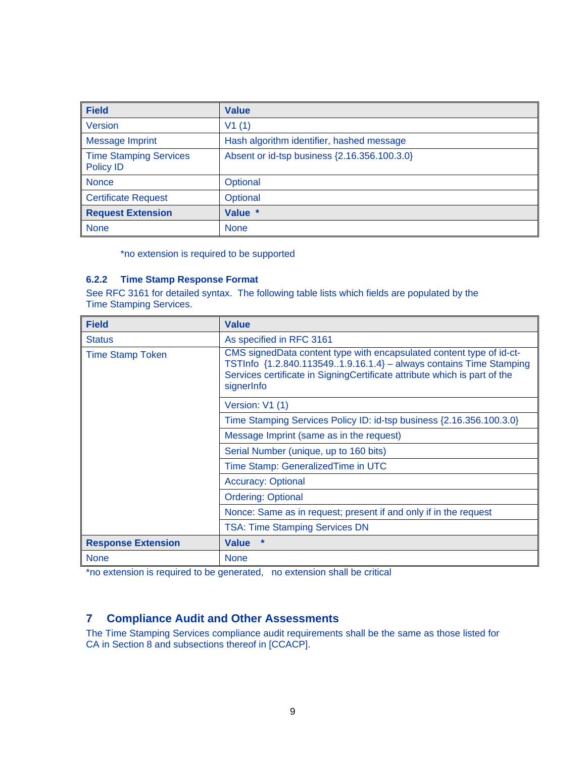| Field | Value |
| --- | --- |
| Version | V1 (1) |
| Message Imprint | Hash algorithm identifier, hashed message |
| Time Stamping Services Policy ID | Absent or id-tsp business {2.16.356.100.3.0} |
| Nonce | Optional |
| Certificate Request | Optional |
| **Request Extension** | **Value \*** |
| None | None |

*no extension is required to be supported

### 6.2.2 Time Stamp Response Format

See RFC 3161 for detailed syntax. The following table lists which fields are populated by the Time Stamping Services.

| Field | Value |
| --- | --- |
| Status | As specified in RFC 3161 |
| Time Stamp Token | CMS signedData content type with encapsulated content type of id-ct-TSTInfo {1.2.840.113549..1.9.16.1.4} – always contains Time Stamping Services certificate in SigningCertificate attribute which is part of the signerInfo |
| | Version: V1 (1) |
| | Time Stamping Services Policy ID: id-tsp business {2.16.356.100.3.0} |
| | Message Imprint (same as in the request) |
| | Serial Number (unique, up to 160 bits) |
| | Time Stamp: GeneralizedTime in UTC |
| | Accuracy: Optional |
| | Ordering: Optional |
| | Nonce: Same as in request; present if and only if in the request |
| | TSA: Time Stamping Services DN |
| **Response Extension** | **Value \*** |
| None | None |

*no extension is required to be generated, no extension shall be critical

# 7 Compliance Audit and Other Assessments

The Time Stamping Services compliance audit requirements shall be the same as those listed for CA in Section 8 and subsections thereof in [CCACP].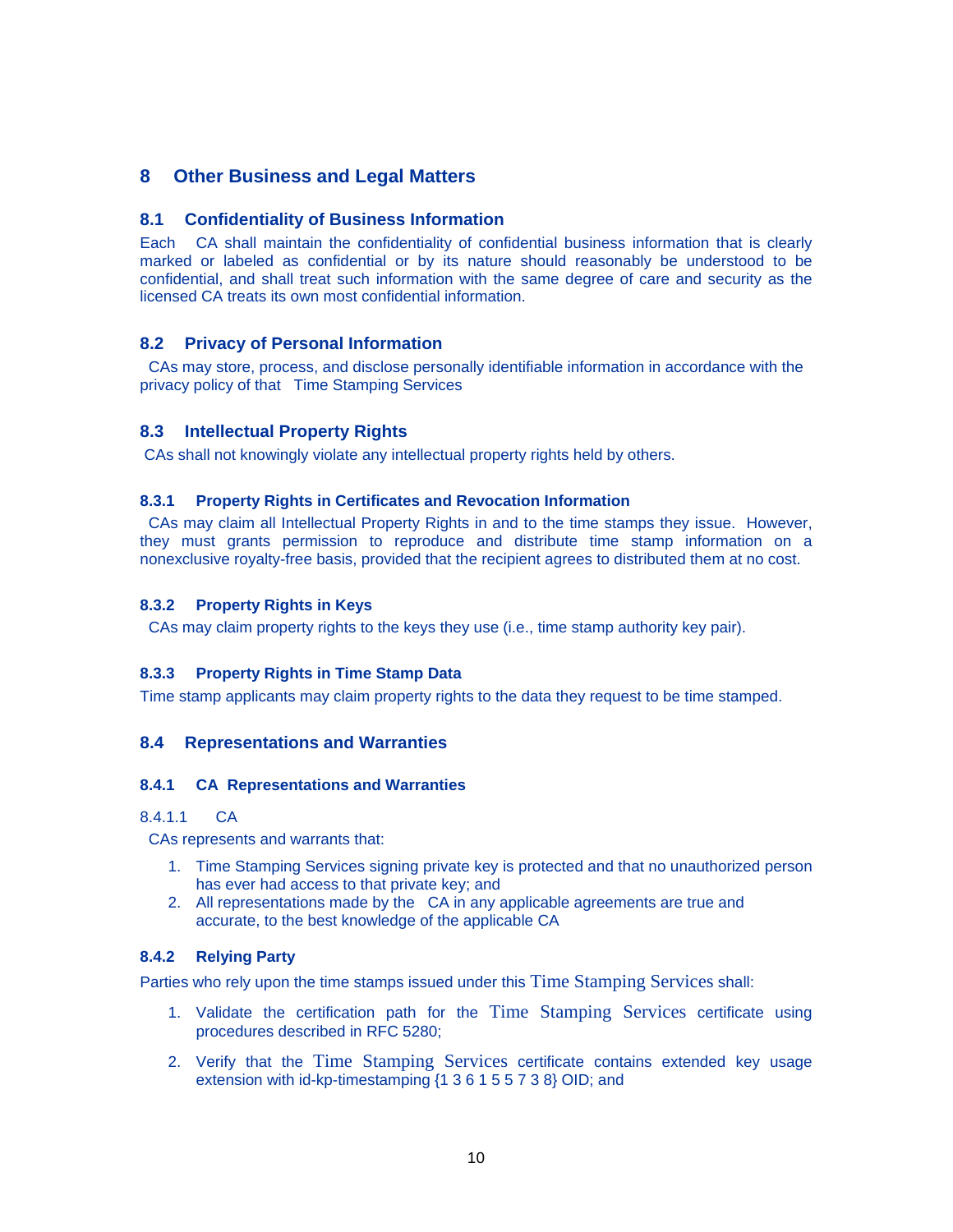# 8 Other Business and Legal Matters

## 8.1 Confidentiality of Business Information

Each CA shall maintain the confidentiality of confidential business information that is clearly marked or labeled as confidential or by its nature should reasonably be understood to be confidential, and shall treat such information with the same degree of care and security as the licensed CA treats its own most confidential information.

## 8.2 Privacy of Personal Information

CAs may store, process, and disclose personally identifiable information in accordance with the privacy policy of that Time Stamping Services

## 8.3 Intellectual Property Rights

CAs shall not knowingly violate any intellectual property rights held by others.

### 8.3.1 Property Rights in Certificates and Revocation Information

CAs may claim all Intellectual Property Rights in and to the time stamps they issue. However, they must grants permission to reproduce and distribute time stamp information on a nonexclusive royalty-free basis, provided that the recipient agrees to distributed them at no cost.

### 8.3.2 Property Rights in Keys

CAs may claim property rights to the keys they use (i.e., time stamp authority key pair).

### 8.3.3 Property Rights in Time Stamp Data

Time stamp applicants may claim property rights to the data they request to be time stamped.

## 8.4 Representations and Warranties

### 8.4.1 CA Representations and Warranties

8.4.1.1 CA

CAs represents and warrants that:

1. Time Stamping Services signing private key is protected and that no unauthorized person has ever had access to that private key; and
2. All representations made by the CA in any applicable agreements are true and accurate, to the best knowledge of the applicable CA

### 8.4.2 Relying Party

Parties who rely upon the time stamps issued under this Time Stamping Services shall:

1. Validate the certification path for the Time Stamping Services certificate using procedures described in RFC 5280;
2. Verify that the Time Stamping Services certificate contains extended key usage extension with id-kp-timestamping {1 3 6 1 5 5 7 3 8} OID; and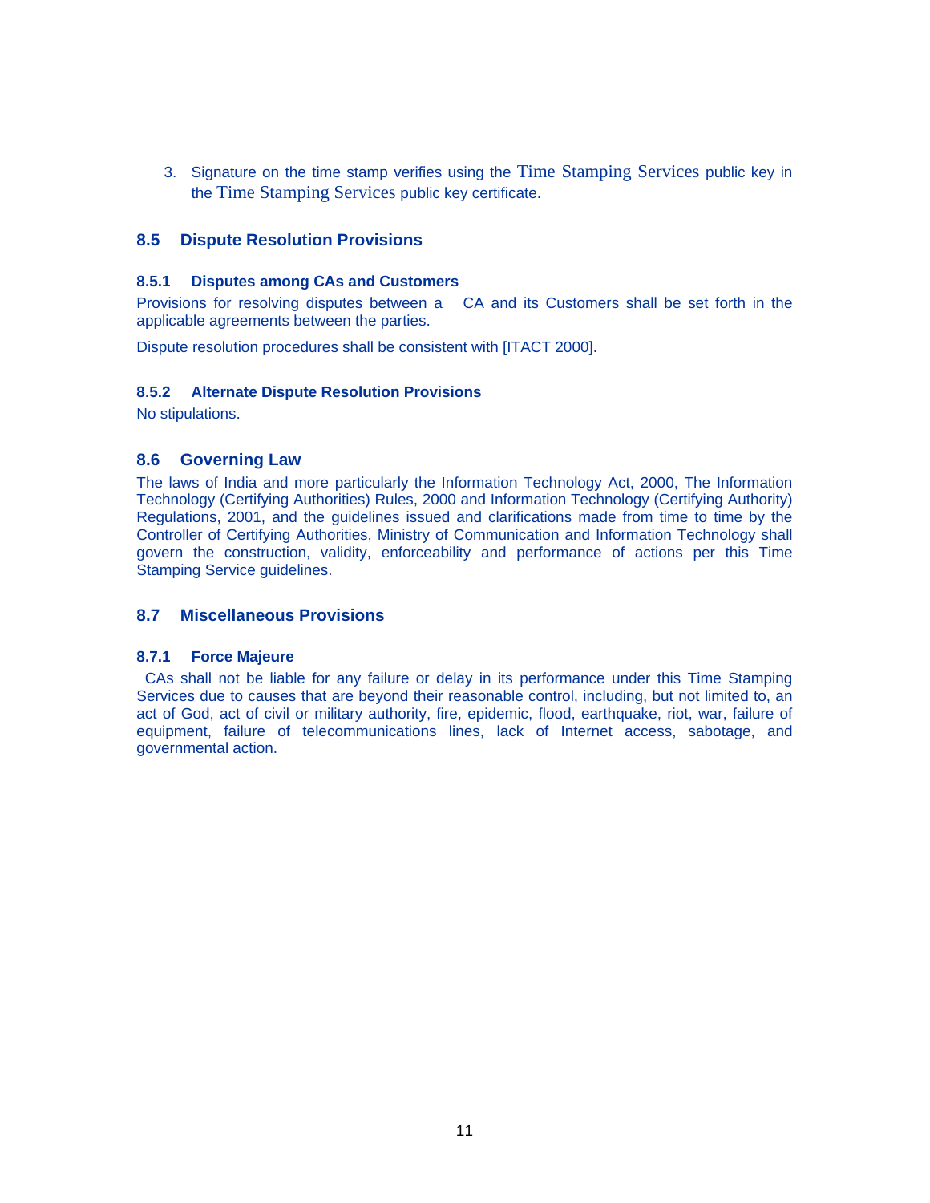3. Signature on the time stamp verifies using the Time Stamping Services public key in the Time Stamping Services public key certificate.

## 8.5 Dispute Resolution Provisions

### 8.5.1 Disputes among CAs and Customers

Provisions for resolving disputes between a CA and its Customers shall be set forth in the applicable agreements between the parties.

Dispute resolution procedures shall be consistent with [ITACT 2000].

### 8.5.2 Alternate Dispute Resolution Provisions

No stipulations.

## 8.6 Governing Law

The laws of India and more particularly the Information Technology Act, 2000, The Information Technology (Certifying Authorities) Rules, 2000 and Information Technology (Certifying Authority) Regulations, 2001, and the guidelines issued and clarifications made from time to time by the Controller of Certifying Authorities, Ministry of Communication and Information Technology shall govern the construction, validity, enforceability and performance of actions per this Time Stamping Service guidelines.

## 8.7 Miscellaneous Provisions

### 8.7.1 Force Majeure

CAs shall not be liable for any failure or delay in its performance under this Time Stamping Services due to causes that are beyond their reasonable control, including, but not limited to, an act of God, act of civil or military authority, fire, epidemic, flood, earthquake, riot, war, failure of equipment, failure of telecommunications lines, lack of Internet access, sabotage, and governmental action.